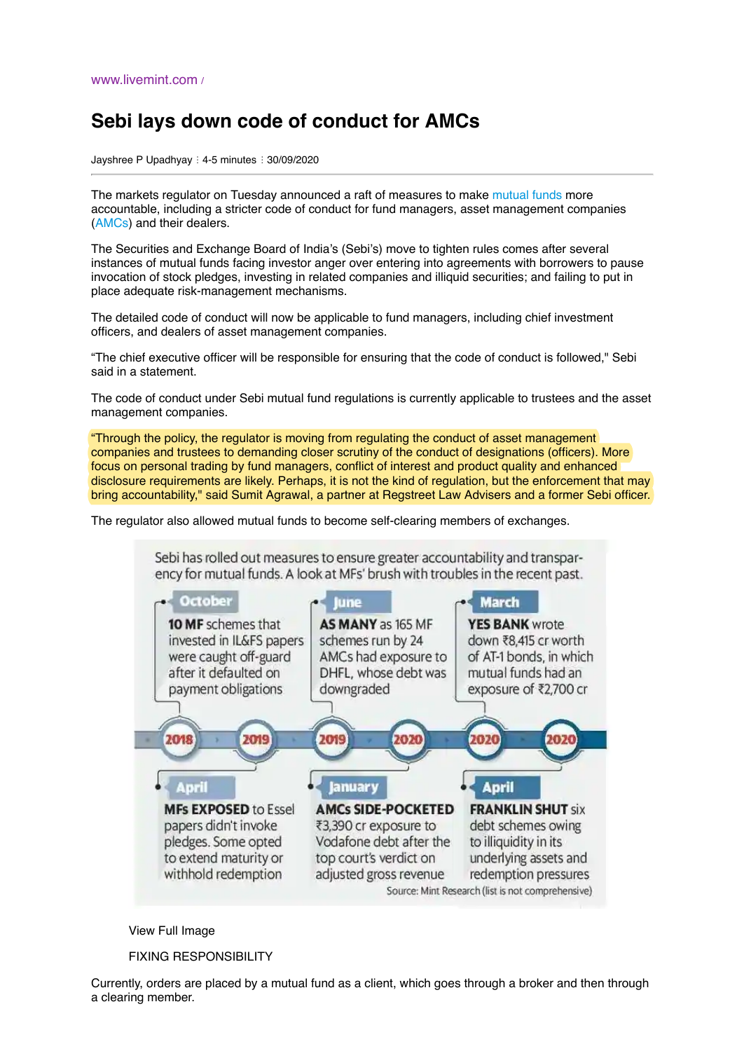www.livemint.com /

# Sebi lays down code of conduct for AMCs

Jayshree P Upadhyay ⁝ 4-5 minutes ⁝ 30/09/2020

The markets regulator on Tuesday announced a raft of measures to make mutual funds more accountable, including a stricter code of conduct for fund managers, asset management companies (AMCs) and their dealers.

The Securities and Exchange Board of India's (Sebi's) move to tighten rules comes after several instances of mutual funds facing investor anger over entering into agreements with borrowers to pause invocation of stock pledges, investing in related companies and illiquid securities; and failing to put in place adequate risk-management mechanisms.

The detailed code of conduct will now be applicable to fund managers, including chief investment officers, and dealers of asset management companies.

"The chief executive officer will be responsible for ensuring that the code of conduct is followed," Sebi said in a statement.

The code of conduct under Sebi mutual fund regulations is currently applicable to trustees and the asset management companies.

"Through the policy, the regulator is moving from regulating the conduct of asset management companies and trustees to demanding closer scrutiny of the conduct of designations (officers). More focus on personal trading by fund managers, conflict of interest and product quality and enhanced disclosure requirements are likely. Perhaps, it is not the kind of regulation, but the enforcement that may bring accountability," said Sumit Agrawal, a partner at Regstreet Law Advisers and a former Sebi officer.

The regulator also allowed mutual funds to become self-clearing members of exchanges.

Sebi has rolled out measures to ensure greater accountability and transparency for mutual funds. A look at MFs' brush with troubles in the recent past.

- **2018 – October:** **10 MF** schemes that invested in IL&FS papers were caught off-guard after it defaulted on payment obligations
- **2019 – April:** **MFs EXPOSED** to Essel papers didn't invoke pledges. Some opted to extend maturity or withhold redemption
- **2019 – June:** **AS MANY** as 165 MF schemes run by 24 AMCs had exposure to DHFL, whose debt was downgraded
- **2020 – January:** **AMCs SIDE-POCKETED** ₹3,390 cr exposure to Vodafone debt after the top court's verdict on adjusted gross revenue
- **2020 – March:** **YES BANK** wrote down ₹8,415 cr worth of AT-1 bonds, in which mutual funds had an exposure of ₹2,700 cr
- **2020 – April:** **FRANKLIN SHUT** six debt schemes owing to illiquidity in its underlying assets and redemption pressures

Source: Mint Research (list is not comprehensive)

View Full Image

FIXING RESPONSIBILITY

Currently, orders are placed by a mutual fund as a client, which goes through a broker and then through a clearing member.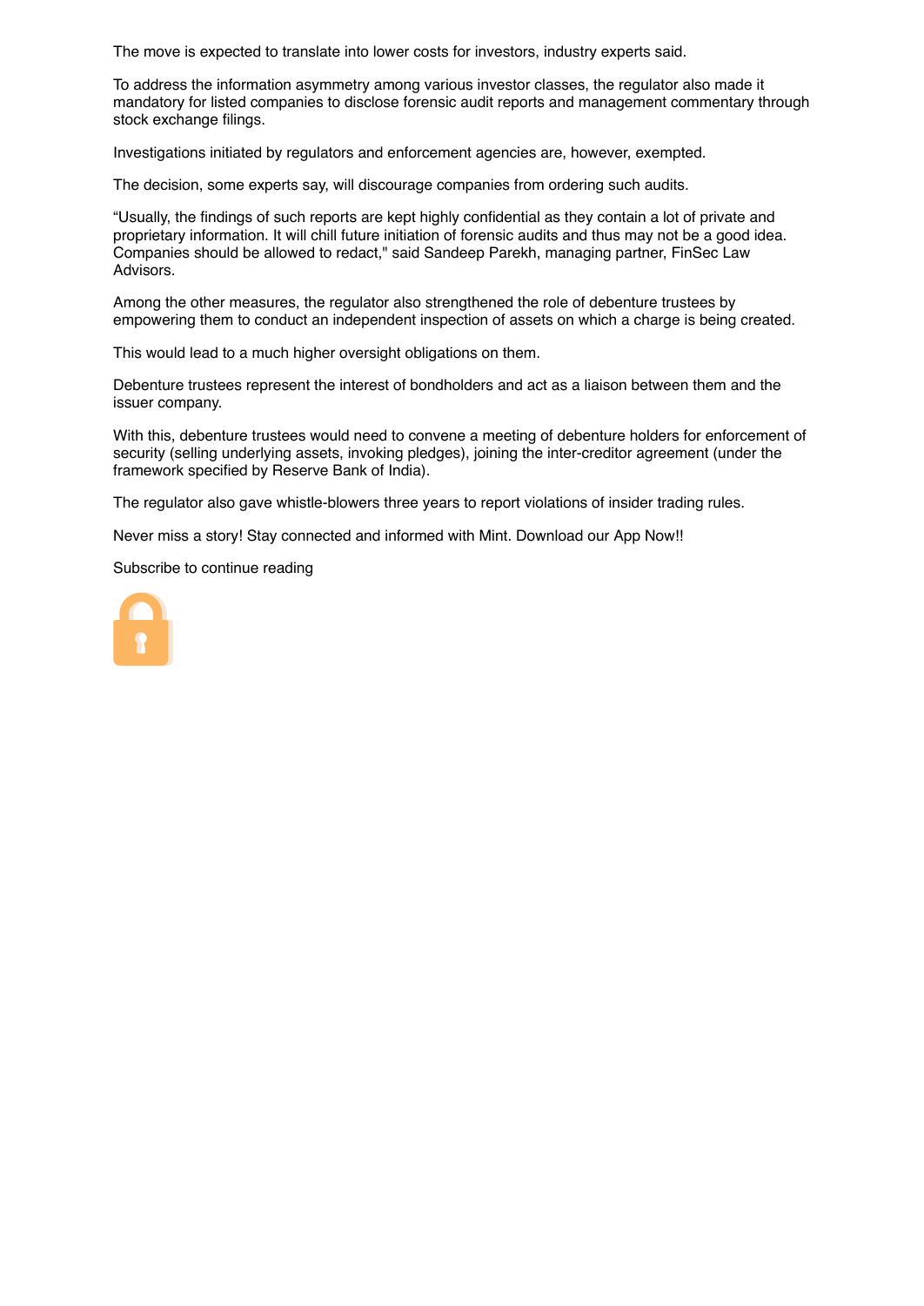The move is expected to translate into lower costs for investors, industry experts said.

To address the information asymmetry among various investor classes, the regulator also made it mandatory for listed companies to disclose forensic audit reports and management commentary through stock exchange filings.

Investigations initiated by regulators and enforcement agencies are, however, exempted.

The decision, some experts say, will discourage companies from ordering such audits.

“Usually, the findings of such reports are kept highly confidential as they contain a lot of private and proprietary information. It will chill future initiation of forensic audits and thus may not be a good idea. Companies should be allowed to redact," said Sandeep Parekh, managing partner, FinSec Law Advisors.

Among the other measures, the regulator also strengthened the role of debenture trustees by empowering them to conduct an independent inspection of assets on which a charge is being created.

This would lead to a much higher oversight obligations on them.

Debenture trustees represent the interest of bondholders and act as a liaison between them and the issuer company.

With this, debenture trustees would need to convene a meeting of debenture holders for enforcement of security (selling underlying assets, invoking pledges), joining the inter-creditor agreement (under the framework specified by Reserve Bank of India).

The regulator also gave whistle-blowers three years to report violations of insider trading rules.

Never miss a story! Stay connected and informed with Mint. Download our App Now!!

Subscribe to continue reading